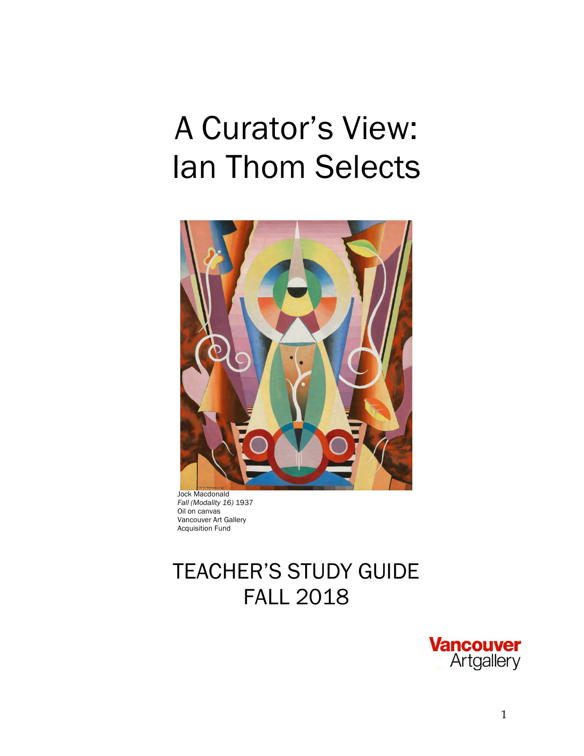# A Curator's View: Ian Thom Selects

Jock Macdonald
*Fall (Modality 16)* 1937
Oil on canvas
Vancouver Art Gallery
Acquisition Fund

## TEACHER'S STUDY GUIDE
## FALL 2018

Vancouver Artgallery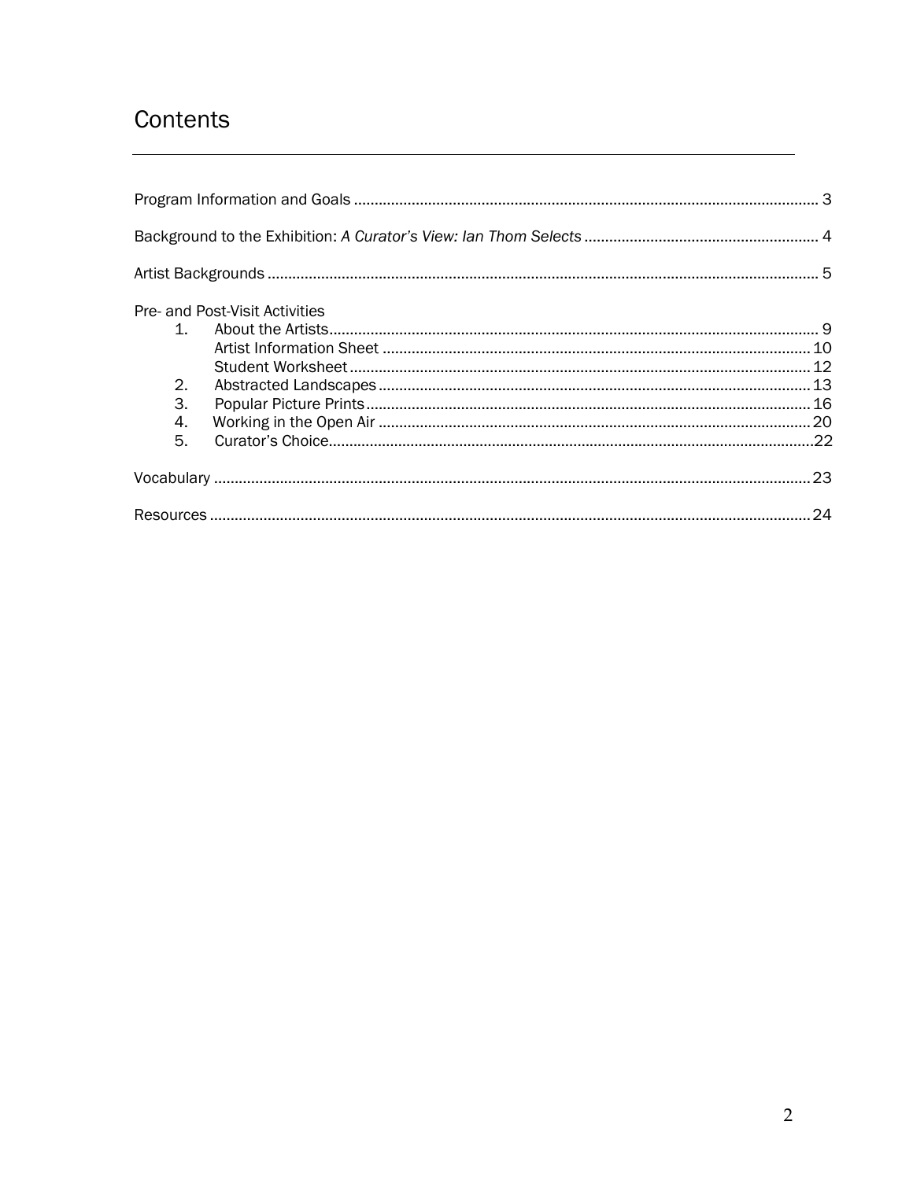# Contents

Program Information and Goals ... 3

Background to the Exhibition: *A Curator's View: Ian Thom Selects* ... 4

Artist Backgrounds ... 5

Pre- and Post-Visit Activities

1. About the Artists ... 9
   - Artist Information Sheet ... 10
   - Student Worksheet ... 12
2. Abstracted Landscapes ... 13
3. Popular Picture Prints ... 16
4. Working in the Open Air ... 20
5. Curator's Choice ... 22

Vocabulary ... 23

Resources ... 24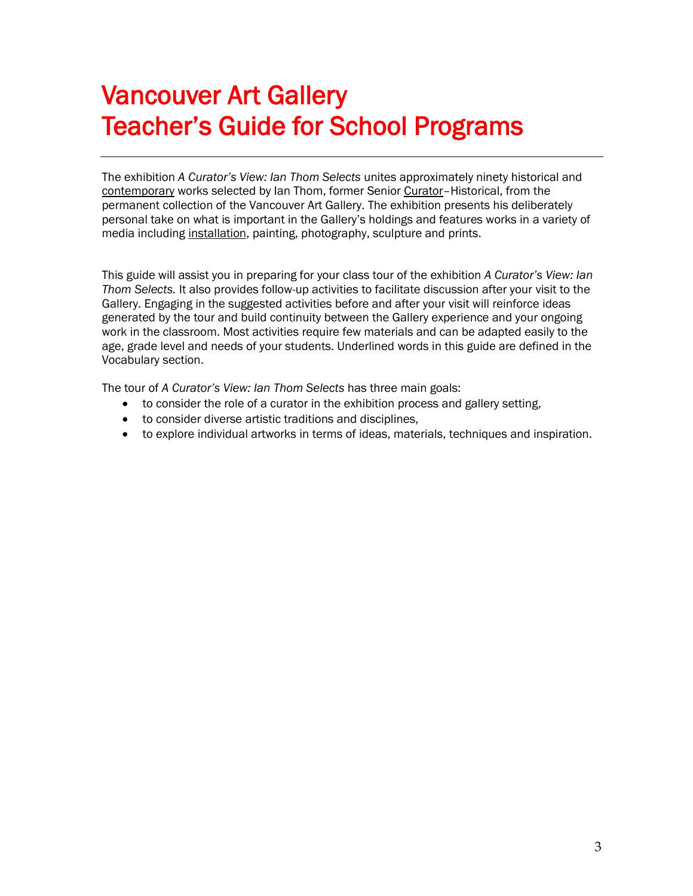# Vancouver Art Gallery
# Teacher's Guide for School Programs

---

The exhibition *A Curator's View: Ian Thom Selects* unites approximately ninety historical and contemporary works selected by Ian Thom, former Senior Curator–Historical, from the permanent collection of the Vancouver Art Gallery. The exhibition presents his deliberately personal take on what is important in the Gallery's holdings and features works in a variety of media including installation, painting, photography, sculpture and prints.

This guide will assist you in preparing for your class tour of the exhibition *A Curator's View: Ian Thom Selects.* It also provides follow-up activities to facilitate discussion after your visit to the Gallery. Engaging in the suggested activities before and after your visit will reinforce ideas generated by the tour and build continuity between the Gallery experience and your ongoing work in the classroom. Most activities require few materials and can be adapted easily to the age, grade level and needs of your students. Underlined words in this guide are defined in the Vocabulary section.

The tour of *A Curator's View: Ian Thom Selects* has three main goals:

- to consider the role of a curator in the exhibition process and gallery setting,
- to consider diverse artistic traditions and disciplines,
- to explore individual artworks in terms of ideas, materials, techniques and inspiration.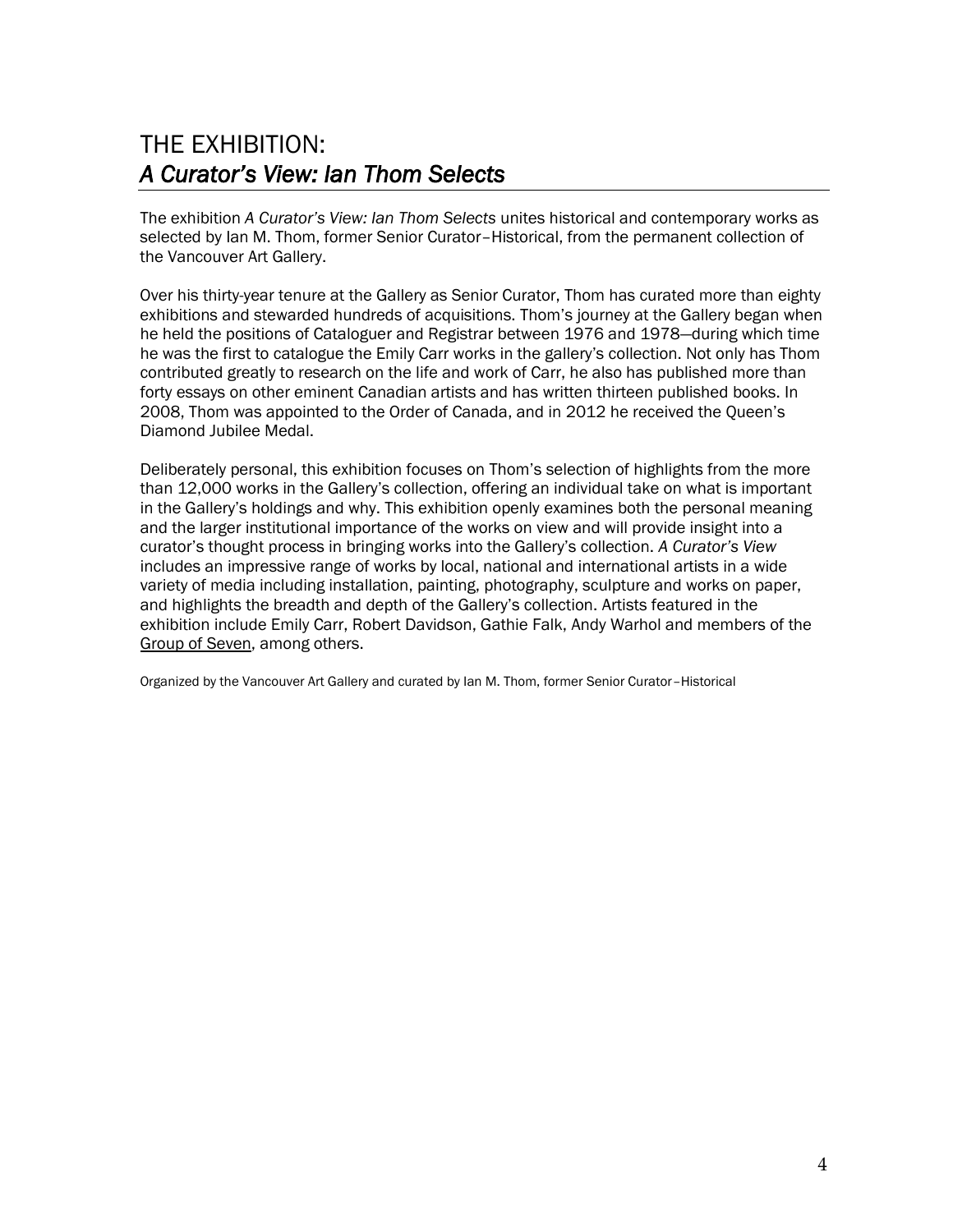# THE EXHIBITION:
# *A Curator's View: Ian Thom Selects*

The exhibition *A Curator's View: Ian Thom Selects* unites historical and contemporary works as selected by Ian M. Thom, former Senior Curator–Historical, from the permanent collection of the Vancouver Art Gallery.

Over his thirty-year tenure at the Gallery as Senior Curator, Thom has curated more than eighty exhibitions and stewarded hundreds of acquisitions. Thom's journey at the Gallery began when he held the positions of Cataloguer and Registrar between 1976 and 1978—during which time he was the first to catalogue the Emily Carr works in the gallery's collection. Not only has Thom contributed greatly to research on the life and work of Carr, he also has published more than forty essays on other eminent Canadian artists and has written thirteen published books. In 2008, Thom was appointed to the Order of Canada, and in 2012 he received the Queen's Diamond Jubilee Medal.

Deliberately personal, this exhibition focuses on Thom's selection of highlights from the more than 12,000 works in the Gallery's collection, offering an individual take on what is important in the Gallery's holdings and why. This exhibition openly examines both the personal meaning and the larger institutional importance of the works on view and will provide insight into a curator's thought process in bringing works into the Gallery's collection. *A Curator's View* includes an impressive range of works by local, national and international artists in a wide variety of media including installation, painting, photography, sculpture and works on paper, and highlights the breadth and depth of the Gallery's collection. Artists featured in the exhibition include Emily Carr, Robert Davidson, Gathie Falk, Andy Warhol and members of the Group of Seven, among others.

Organized by the Vancouver Art Gallery and curated by Ian M. Thom, former Senior Curator–Historical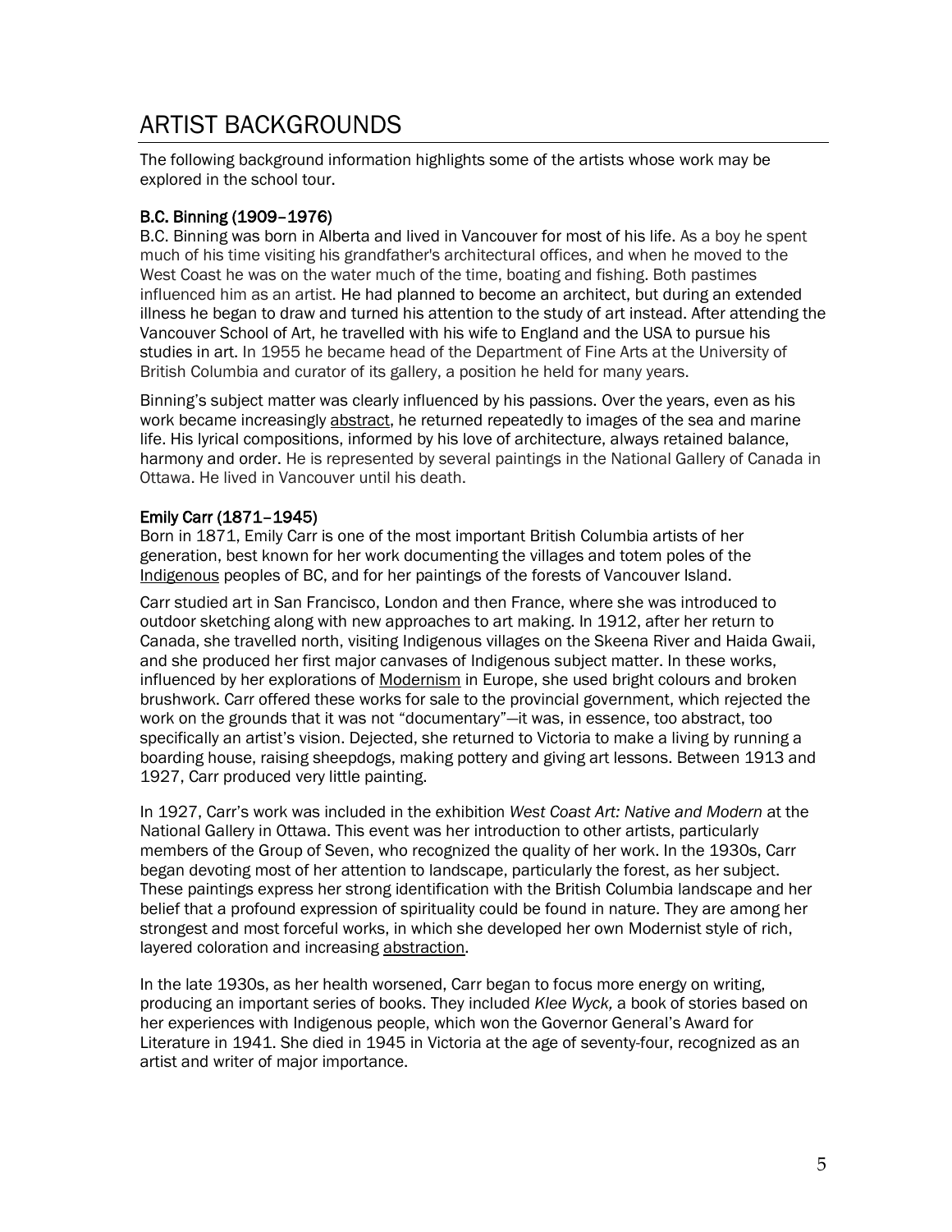# ARTIST BACKGROUNDS

The following background information highlights some of the artists whose work may be explored in the school tour.

### B.C. Binning (1909–1976)

B.C. Binning was born in Alberta and lived in Vancouver for most of his life. As a boy he spent much of his time visiting his grandfather's architectural offices, and when he moved to the West Coast he was on the water much of the time, boating and fishing. Both pastimes influenced him as an artist. He had planned to become an architect, but during an extended illness he began to draw and turned his attention to the study of art instead. After attending the Vancouver School of Art, he travelled with his wife to England and the USA to pursue his studies in art. In 1955 he became head of the Department of Fine Arts at the University of British Columbia and curator of its gallery, a position he held for many years.

Binning's subject matter was clearly influenced by his passions. Over the years, even as his work became increasingly abstract, he returned repeatedly to images of the sea and marine life. His lyrical compositions, informed by his love of architecture, always retained balance, harmony and order. He is represented by several paintings in the National Gallery of Canada in Ottawa. He lived in Vancouver until his death.

### Emily Carr (1871–1945)

Born in 1871, Emily Carr is one of the most important British Columbia artists of her generation, best known for her work documenting the villages and totem poles of the Indigenous peoples of BC, and for her paintings of the forests of Vancouver Island.

Carr studied art in San Francisco, London and then France, where she was introduced to outdoor sketching along with new approaches to art making. In 1912, after her return to Canada, she travelled north, visiting Indigenous villages on the Skeena River and Haida Gwaii, and she produced her first major canvases of Indigenous subject matter. In these works, influenced by her explorations of Modernism in Europe, she used bright colours and broken brushwork. Carr offered these works for sale to the provincial government, which rejected the work on the grounds that it was not "documentary"—it was, in essence, too abstract, too specifically an artist's vision. Dejected, she returned to Victoria to make a living by running a boarding house, raising sheepdogs, making pottery and giving art lessons. Between 1913 and 1927, Carr produced very little painting.

In 1927, Carr's work was included in the exhibition *West Coast Art: Native and Modern* at the National Gallery in Ottawa. This event was her introduction to other artists, particularly members of the Group of Seven, who recognized the quality of her work. In the 1930s, Carr began devoting most of her attention to landscape, particularly the forest, as her subject. These paintings express her strong identification with the British Columbia landscape and her belief that a profound expression of spirituality could be found in nature. They are among her strongest and most forceful works, in which she developed her own Modernist style of rich, layered coloration and increasing abstraction.

In the late 1930s, as her health worsened, Carr began to focus more energy on writing, producing an important series of books. They included *Klee Wyck,* a book of stories based on her experiences with Indigenous people, which won the Governor General's Award for Literature in 1941. She died in 1945 in Victoria at the age of seventy-four, recognized as an artist and writer of major importance.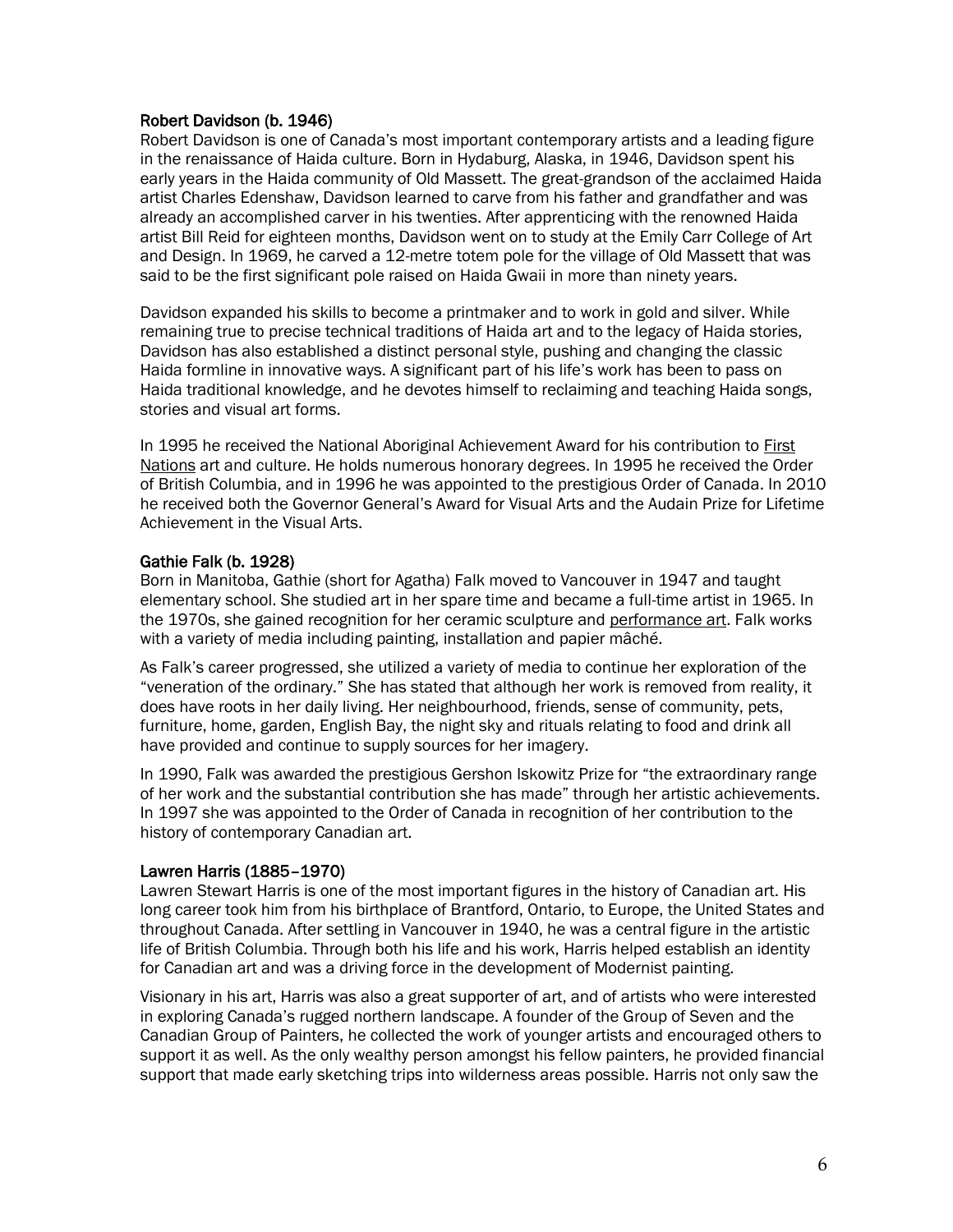### Robert Davidson (b. 1946)

Robert Davidson is one of Canada's most important contemporary artists and a leading figure in the renaissance of Haida culture. Born in Hydaburg, Alaska, in 1946, Davidson spent his early years in the Haida community of Old Massett. The great-grandson of the acclaimed Haida artist Charles Edenshaw, Davidson learned to carve from his father and grandfather and was already an accomplished carver in his twenties. After apprenticing with the renowned Haida artist Bill Reid for eighteen months, Davidson went on to study at the Emily Carr College of Art and Design. In 1969, he carved a 12-metre totem pole for the village of Old Massett that was said to be the first significant pole raised on Haida Gwaii in more than ninety years.

Davidson expanded his skills to become a printmaker and to work in gold and silver. While remaining true to precise technical traditions of Haida art and to the legacy of Haida stories, Davidson has also established a distinct personal style, pushing and changing the classic Haida formline in innovative ways. A significant part of his life's work has been to pass on Haida traditional knowledge, and he devotes himself to reclaiming and teaching Haida songs, stories and visual art forms.

In 1995 he received the National Aboriginal Achievement Award for his contribution to First Nations art and culture. He holds numerous honorary degrees. In 1995 he received the Order of British Columbia, and in 1996 he was appointed to the prestigious Order of Canada. In 2010 he received both the Governor General's Award for Visual Arts and the Audain Prize for Lifetime Achievement in the Visual Arts.

### Gathie Falk (b. 1928)

Born in Manitoba, Gathie (short for Agatha) Falk moved to Vancouver in 1947 and taught elementary school. She studied art in her spare time and became a full-time artist in 1965. In the 1970s, she gained recognition for her ceramic sculpture and performance art. Falk works with a variety of media including painting, installation and papier mâché.

As Falk's career progressed, she utilized a variety of media to continue her exploration of the "veneration of the ordinary." She has stated that although her work is removed from reality, it does have roots in her daily living. Her neighbourhood, friends, sense of community, pets, furniture, home, garden, English Bay, the night sky and rituals relating to food and drink all have provided and continue to supply sources for her imagery.

In 1990, Falk was awarded the prestigious Gershon Iskowitz Prize for "the extraordinary range of her work and the substantial contribution she has made" through her artistic achievements. In 1997 she was appointed to the Order of Canada in recognition of her contribution to the history of contemporary Canadian art.

### Lawren Harris (1885–1970)

Lawren Stewart Harris is one of the most important figures in the history of Canadian art. His long career took him from his birthplace of Brantford, Ontario, to Europe, the United States and throughout Canada. After settling in Vancouver in 1940, he was a central figure in the artistic life of British Columbia. Through both his life and his work, Harris helped establish an identity for Canadian art and was a driving force in the development of Modernist painting.

Visionary in his art, Harris was also a great supporter of art, and of artists who were interested in exploring Canada's rugged northern landscape. A founder of the Group of Seven and the Canadian Group of Painters, he collected the work of younger artists and encouraged others to support it as well. As the only wealthy person amongst his fellow painters, he provided financial support that made early sketching trips into wilderness areas possible. Harris not only saw the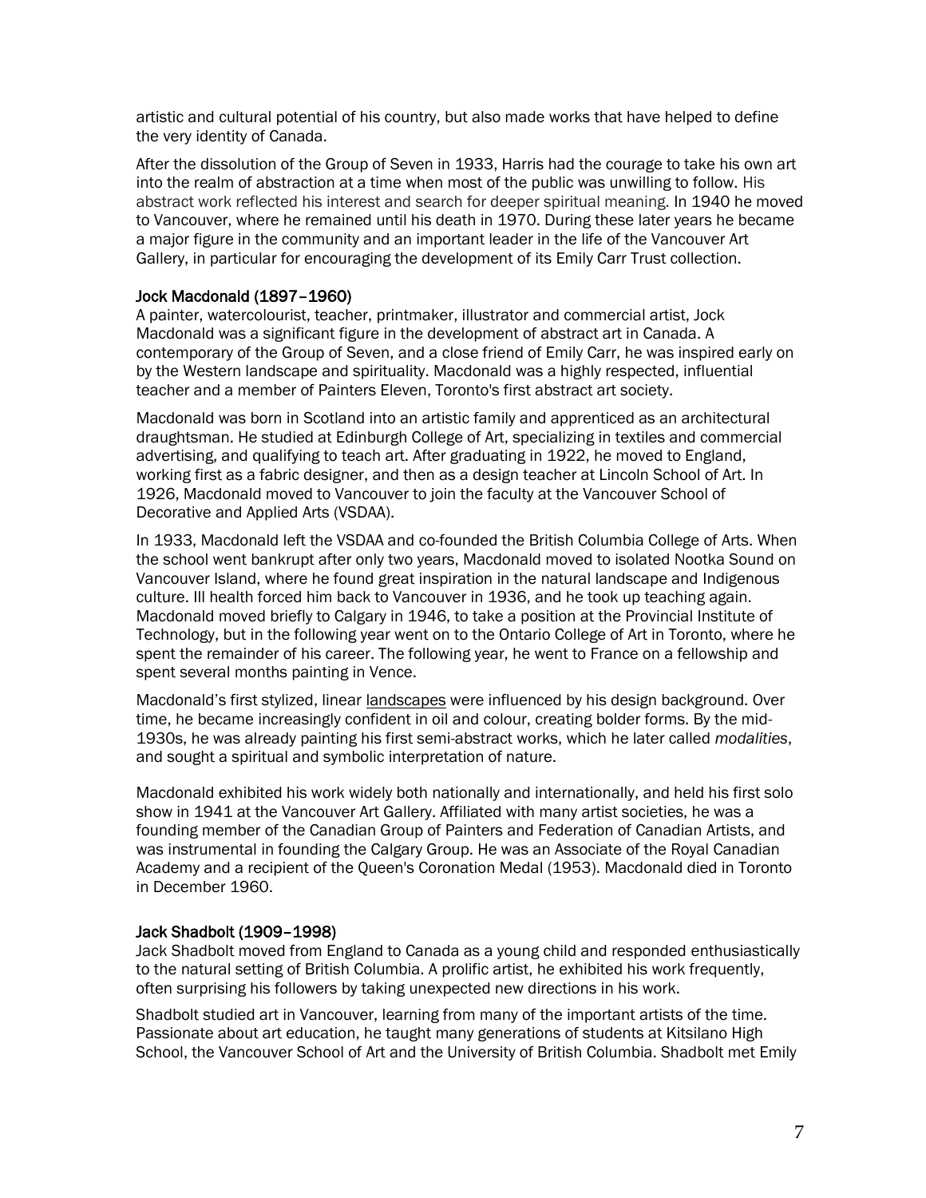artistic and cultural potential of his country, but also made works that have helped to define the very identity of Canada.

After the dissolution of the Group of Seven in 1933, Harris had the courage to take his own art into the realm of abstraction at a time when most of the public was unwilling to follow. His abstract work reflected his interest and search for deeper spiritual meaning. In 1940 he moved to Vancouver, where he remained until his death in 1970. During these later years he became a major figure in the community and an important leader in the life of the Vancouver Art Gallery, in particular for encouraging the development of its Emily Carr Trust collection.

### Jock Macdonald (1897–1960)

A painter, watercolourist, teacher, printmaker, illustrator and commercial artist, Jock Macdonald was a significant figure in the development of abstract art in Canada. A contemporary of the Group of Seven, and a close friend of Emily Carr, he was inspired early on by the Western landscape and spirituality. Macdonald was a highly respected, influential teacher and a member of Painters Eleven, Toronto's first abstract art society.

Macdonald was born in Scotland into an artistic family and apprenticed as an architectural draughtsman. He studied at Edinburgh College of Art, specializing in textiles and commercial advertising, and qualifying to teach art. After graduating in 1922, he moved to England, working first as a fabric designer, and then as a design teacher at Lincoln School of Art. In 1926, Macdonald moved to Vancouver to join the faculty at the Vancouver School of Decorative and Applied Arts (VSDAA).

In 1933, Macdonald left the VSDAA and co-founded the British Columbia College of Arts. When the school went bankrupt after only two years, Macdonald moved to isolated Nootka Sound on Vancouver Island, where he found great inspiration in the natural landscape and Indigenous culture. Ill health forced him back to Vancouver in 1936, and he took up teaching again. Macdonald moved briefly to Calgary in 1946, to take a position at the Provincial Institute of Technology, but in the following year went on to the Ontario College of Art in Toronto, where he spent the remainder of his career. The following year, he went to France on a fellowship and spent several months painting in Vence.

Macdonald's first stylized, linear landscapes were influenced by his design background. Over time, he became increasingly confident in oil and colour, creating bolder forms. By the mid-1930s, he was already painting his first semi-abstract works, which he later called *modalities*, and sought a spiritual and symbolic interpretation of nature.

Macdonald exhibited his work widely both nationally and internationally, and held his first solo show in 1941 at the Vancouver Art Gallery. Affiliated with many artist societies, he was a founding member of the Canadian Group of Painters and Federation of Canadian Artists, and was instrumental in founding the Calgary Group. He was an Associate of the Royal Canadian Academy and a recipient of the Queen's Coronation Medal (1953). Macdonald died in Toronto in December 1960.

### Jack Shadbolt (1909–1998)

Jack Shadbolt moved from England to Canada as a young child and responded enthusiastically to the natural setting of British Columbia. A prolific artist, he exhibited his work frequently, often surprising his followers by taking unexpected new directions in his work.

Shadbolt studied art in Vancouver, learning from many of the important artists of the time. Passionate about art education, he taught many generations of students at Kitsilano High School, the Vancouver School of Art and the University of British Columbia. Shadbolt met Emily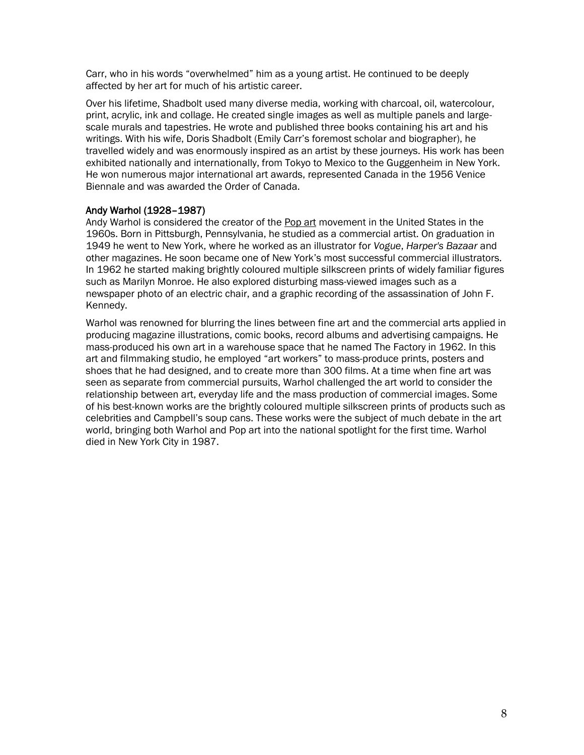Carr, who in his words "overwhelmed" him as a young artist. He continued to be deeply affected by her art for much of his artistic career.

Over his lifetime, Shadbolt used many diverse media, working with charcoal, oil, watercolour, print, acrylic, ink and collage. He created single images as well as multiple panels and large-scale murals and tapestries. He wrote and published three books containing his art and his writings. With his wife, Doris Shadbolt (Emily Carr's foremost scholar and biographer), he travelled widely and was enormously inspired as an artist by these journeys. His work has been exhibited nationally and internationally, from Tokyo to Mexico to the Guggenheim in New York. He won numerous major international art awards, represented Canada in the 1956 Venice Biennale and was awarded the Order of Canada.

### Andy Warhol (1928–1987)

Andy Warhol is considered the creator of the Pop art movement in the United States in the 1960s. Born in Pittsburgh, Pennsylvania, he studied as a commercial artist. On graduation in 1949 he went to New York, where he worked as an illustrator for *Vogue*, *Harper's Bazaar* and other magazines. He soon became one of New York's most successful commercial illustrators. In 1962 he started making brightly coloured multiple silkscreen prints of widely familiar figures such as Marilyn Monroe. He also explored disturbing mass-viewed images such as a newspaper photo of an electric chair, and a graphic recording of the assassination of John F. Kennedy.

Warhol was renowned for blurring the lines between fine art and the commercial arts applied in producing magazine illustrations, comic books, record albums and advertising campaigns. He mass-produced his own art in a warehouse space that he named The Factory in 1962. In this art and filmmaking studio, he employed "art workers" to mass-produce prints, posters and shoes that he had designed, and to create more than 300 films. At a time when fine art was seen as separate from commercial pursuits, Warhol challenged the art world to consider the relationship between art, everyday life and the mass production of commercial images. Some of his best-known works are the brightly coloured multiple silkscreen prints of products such as celebrities and Campbell's soup cans. These works were the subject of much debate in the art world, bringing both Warhol and Pop art into the national spotlight for the first time. Warhol died in New York City in 1987.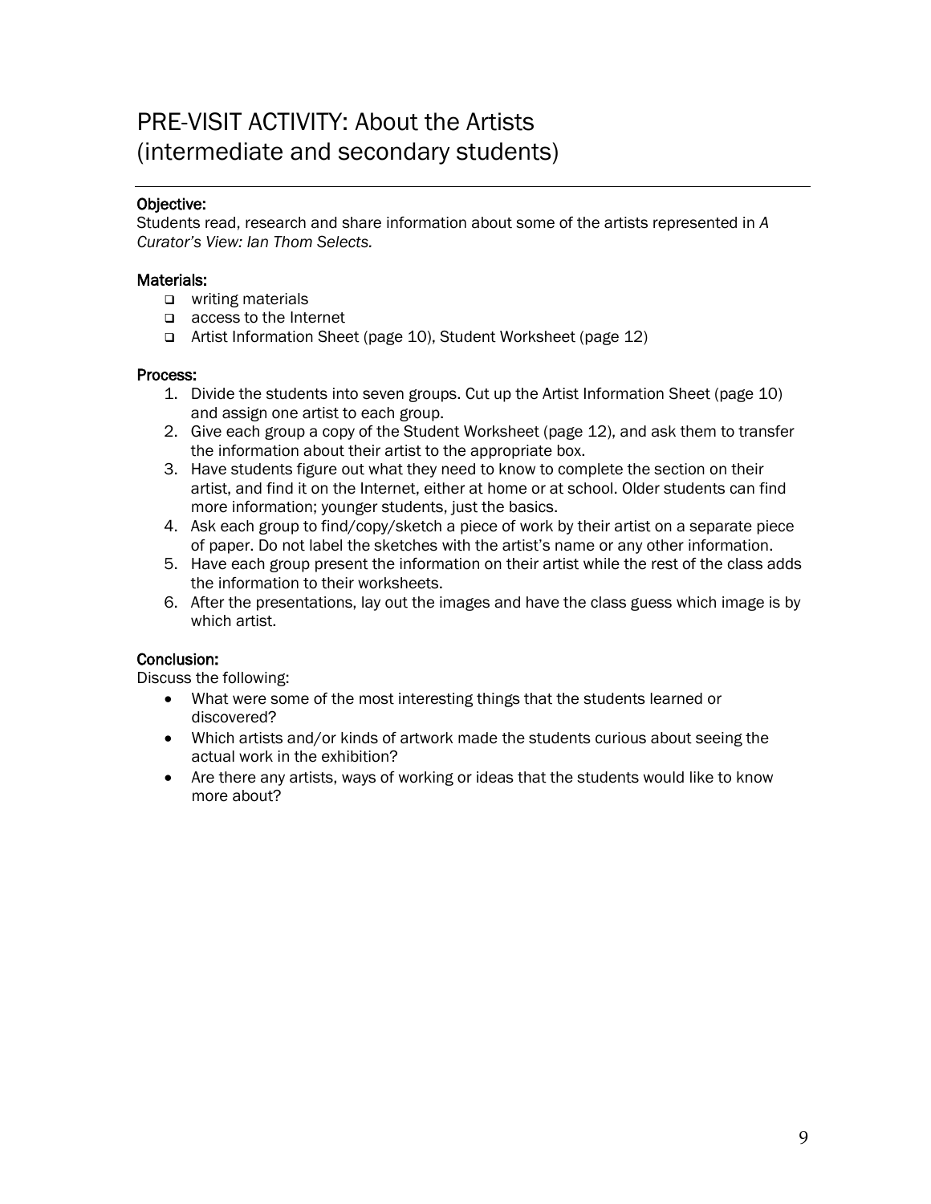# PRE-VISIT ACTIVITY: About the Artists (intermediate and secondary students)

**Objective:**
Students read, research and share information about some of the artists represented in *A Curator's View: Ian Thom Selects.*

**Materials:**

- writing materials
- access to the Internet
- Artist Information Sheet (page 10), Student Worksheet (page 12)

**Process:**

1. Divide the students into seven groups. Cut up the Artist Information Sheet (page 10) and assign one artist to each group.
2. Give each group a copy of the Student Worksheet (page 12), and ask them to transfer the information about their artist to the appropriate box.
3. Have students figure out what they need to know to complete the section on their artist, and find it on the Internet, either at home or at school. Older students can find more information; younger students, just the basics.
4. Ask each group to find/copy/sketch a piece of work by their artist on a separate piece of paper. Do not label the sketches with the artist's name or any other information.
5. Have each group present the information on their artist while the rest of the class adds the information to their worksheets.
6. After the presentations, lay out the images and have the class guess which image is by which artist.

**Conclusion:**
Discuss the following:

- What were some of the most interesting things that the students learned or discovered?
- Which artists and/or kinds of artwork made the students curious about seeing the actual work in the exhibition?
- Are there any artists, ways of working or ideas that the students would like to know more about?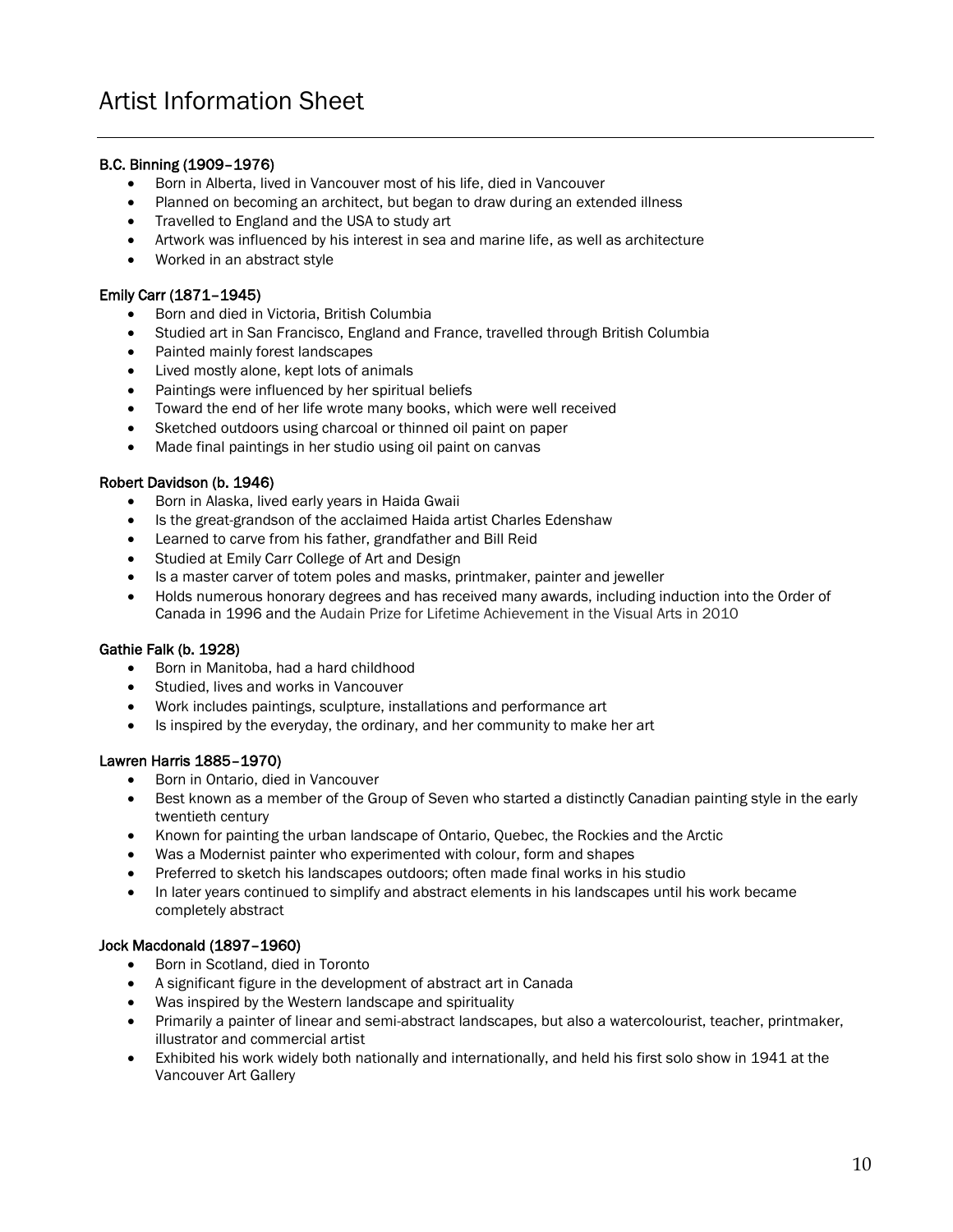# Artist Information Sheet

### B.C. Binning (1909–1976)

- Born in Alberta, lived in Vancouver most of his life, died in Vancouver
- Planned on becoming an architect, but began to draw during an extended illness
- Travelled to England and the USA to study art
- Artwork was influenced by his interest in sea and marine life, as well as architecture
- Worked in an abstract style

### Emily Carr (1871–1945)

- Born and died in Victoria, British Columbia
- Studied art in San Francisco, England and France, travelled through British Columbia
- Painted mainly forest landscapes
- Lived mostly alone, kept lots of animals
- Paintings were influenced by her spiritual beliefs
- Toward the end of her life wrote many books, which were well received
- Sketched outdoors using charcoal or thinned oil paint on paper
- Made final paintings in her studio using oil paint on canvas

### Robert Davidson (b. 1946)

- Born in Alaska, lived early years in Haida Gwaii
- Is the great-grandson of the acclaimed Haida artist Charles Edenshaw
- Learned to carve from his father, grandfather and Bill Reid
- Studied at Emily Carr College of Art and Design
- Is a master carver of totem poles and masks, printmaker, painter and jeweller
- Holds numerous honorary degrees and has received many awards, including induction into the Order of Canada in 1996 and the Audain Prize for Lifetime Achievement in the Visual Arts in 2010

### Gathie Falk (b. 1928)

- Born in Manitoba, had a hard childhood
- Studied, lives and works in Vancouver
- Work includes paintings, sculpture, installations and performance art
- Is inspired by the everyday, the ordinary, and her community to make her art

### Lawren Harris 1885–1970)

- Born in Ontario, died in Vancouver
- Best known as a member of the Group of Seven who started a distinctly Canadian painting style in the early twentieth century
- Known for painting the urban landscape of Ontario, Quebec, the Rockies and the Arctic
- Was a Modernist painter who experimented with colour, form and shapes
- Preferred to sketch his landscapes outdoors; often made final works in his studio
- In later years continued to simplify and abstract elements in his landscapes until his work became completely abstract

### Jock Macdonald (1897–1960)

- Born in Scotland, died in Toronto
- A significant figure in the development of abstract art in Canada
- Was inspired by the Western landscape and spirituality
- Primarily a painter of linear and semi-abstract landscapes, but also a watercolourist, teacher, printmaker, illustrator and commercial artist
- Exhibited his work widely both nationally and internationally, and held his first solo show in 1941 at the Vancouver Art Gallery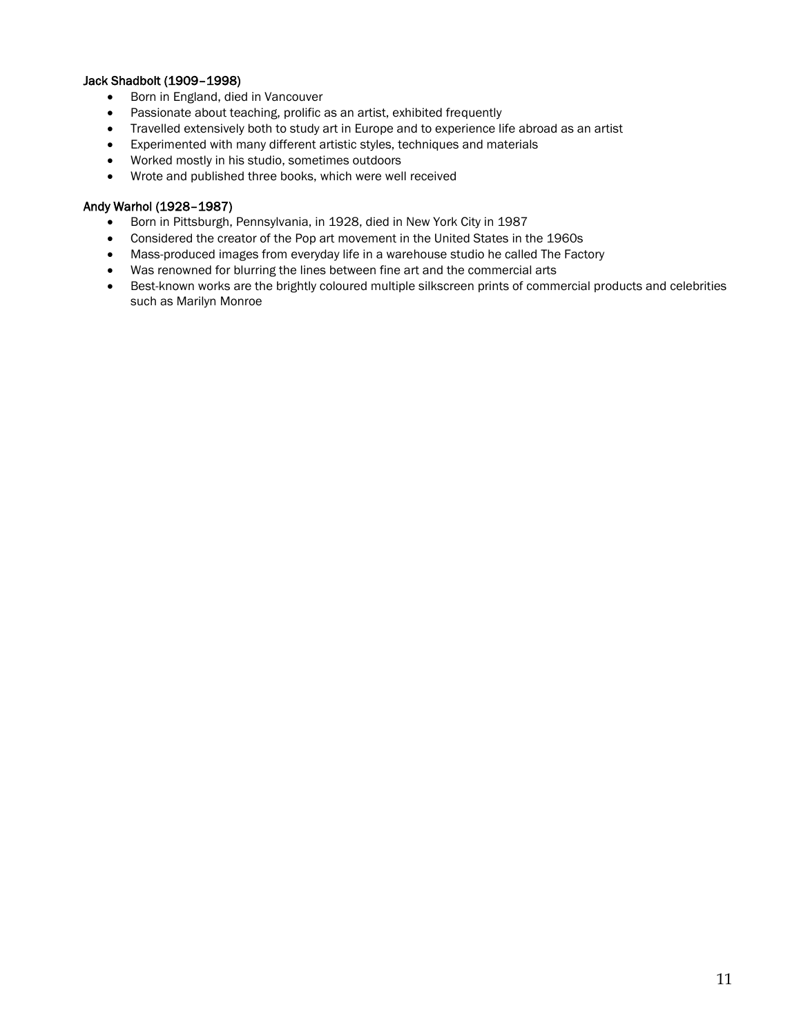### Jack Shadbolt (1909–1998)

- Born in England, died in Vancouver
- Passionate about teaching, prolific as an artist, exhibited frequently
- Travelled extensively both to study art in Europe and to experience life abroad as an artist
- Experimented with many different artistic styles, techniques and materials
- Worked mostly in his studio, sometimes outdoors
- Wrote and published three books, which were well received

### Andy Warhol (1928–1987)

- Born in Pittsburgh, Pennsylvania, in 1928, died in New York City in 1987
- Considered the creator of the Pop art movement in the United States in the 1960s
- Mass-produced images from everyday life in a warehouse studio he called The Factory
- Was renowned for blurring the lines between fine art and the commercial arts
- Best-known works are the brightly coloured multiple silkscreen prints of commercial products and celebrities such as Marilyn Monroe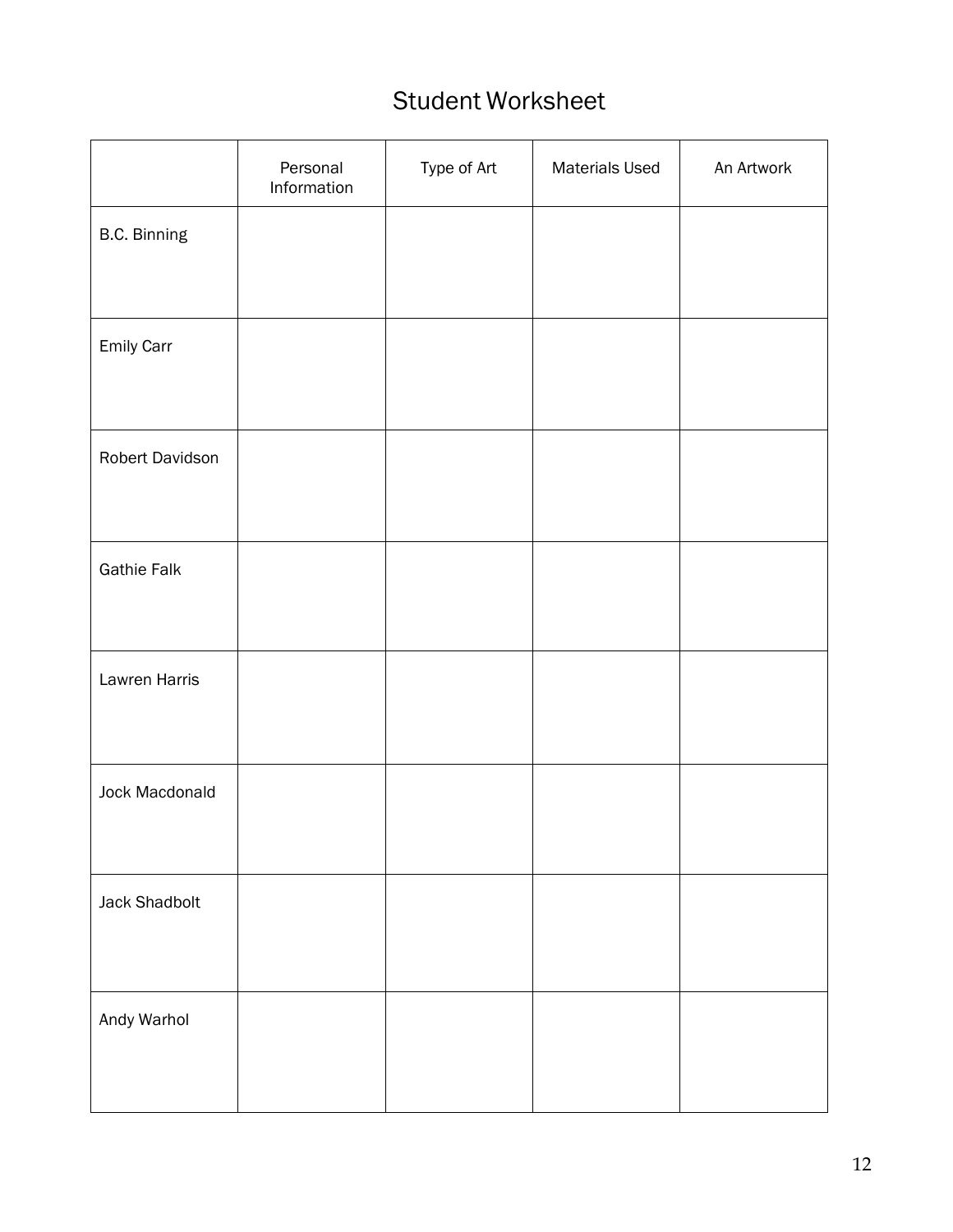# Student Worksheet

| | Personal Information | Type of Art | Materials Used | An Artwork |
|---|---|---|---|---|
| B.C. Binning | | | | |
| Emily Carr | | | | |
| Robert Davidson | | | | |
| Gathie Falk | | | | |
| Lawren Harris | | | | |
| Jock Macdonald | | | | |
| Jack Shadbolt | | | | |
| Andy Warhol | | | | |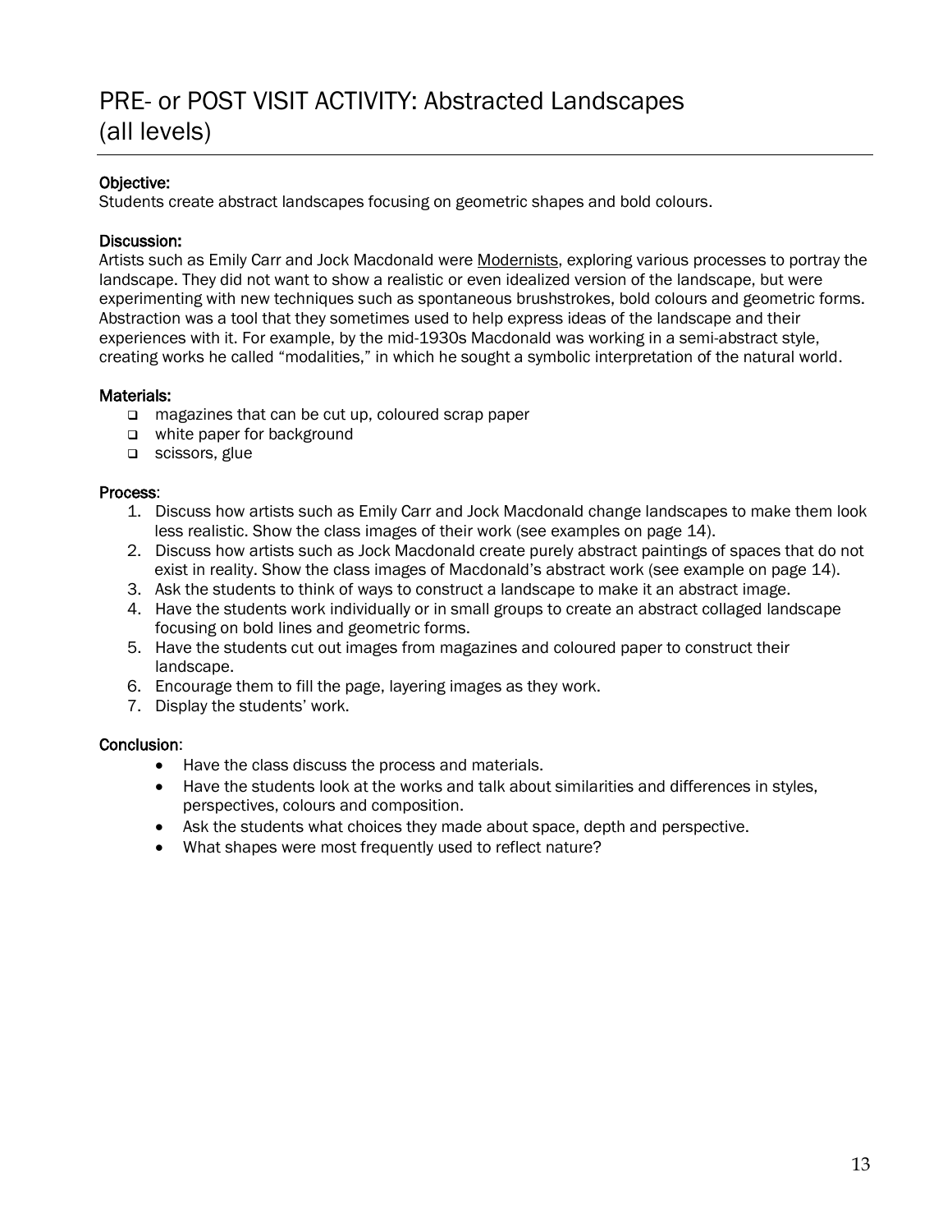# PRE- or POST VISIT ACTIVITY: Abstracted Landscapes (all levels)

**Objective:**
Students create abstract landscapes focusing on geometric shapes and bold colours.

**Discussion:**
Artists such as Emily Carr and Jock Macdonald were Modernists, exploring various processes to portray the landscape. They did not want to show a realistic or even idealized version of the landscape, but were experimenting with new techniques such as spontaneous brushstrokes, bold colours and geometric forms. Abstraction was a tool that they sometimes used to help express ideas of the landscape and their experiences with it. For example, by the mid-1930s Macdonald was working in a semi-abstract style, creating works he called “modalities,” in which he sought a symbolic interpretation of the natural world.

**Materials:**
- magazines that can be cut up, coloured scrap paper
- white paper for background
- scissors, glue

**Process**:
1. Discuss how artists such as Emily Carr and Jock Macdonald change landscapes to make them look less realistic. Show the class images of their work (see examples on page 14).
2. Discuss how artists such as Jock Macdonald create purely abstract paintings of spaces that do not exist in reality. Show the class images of Macdonald’s abstract work (see example on page 14).
3. Ask the students to think of ways to construct a landscape to make it an abstract image.
4. Have the students work individually or in small groups to create an abstract collaged landscape focusing on bold lines and geometric forms.
5. Have the students cut out images from magazines and coloured paper to construct their landscape.
6. Encourage them to fill the page, layering images as they work.
7. Display the students’ work.

**Conclusion**:
- Have the class discuss the process and materials.
- Have the students look at the works and talk about similarities and differences in styles, perspectives, colours and composition.
- Ask the students what choices they made about space, depth and perspective.
- What shapes were most frequently used to reflect nature?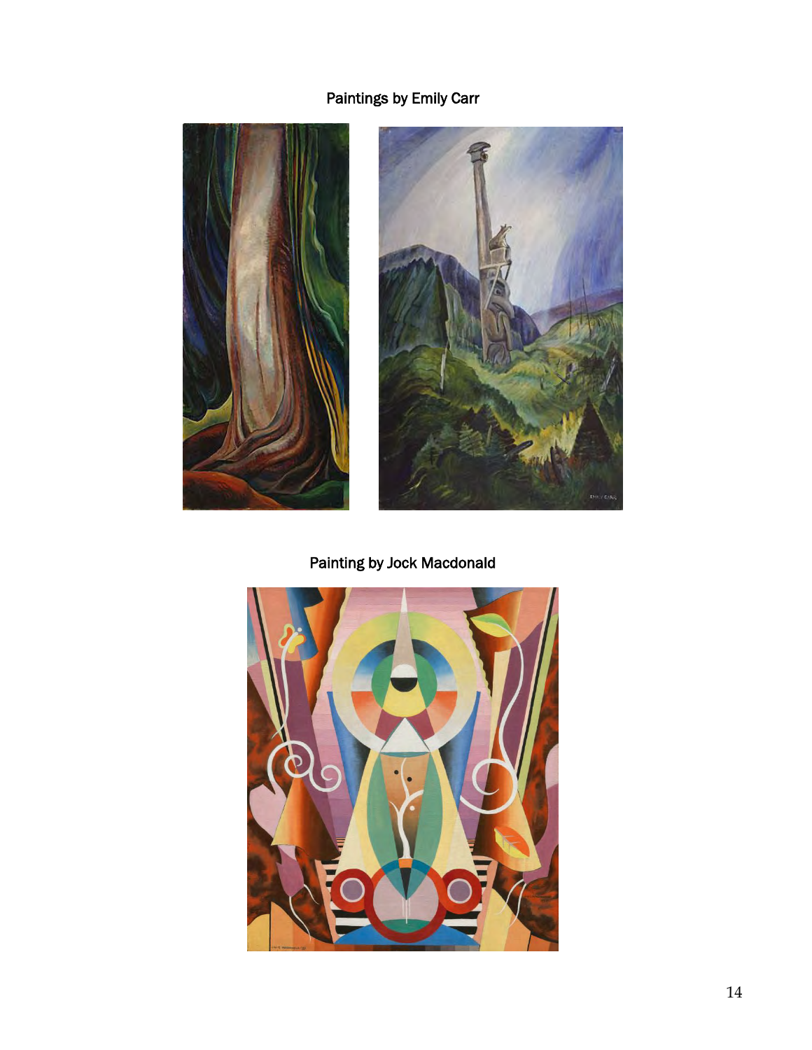Paintings by Emily Carr

Painting by Jock Macdonald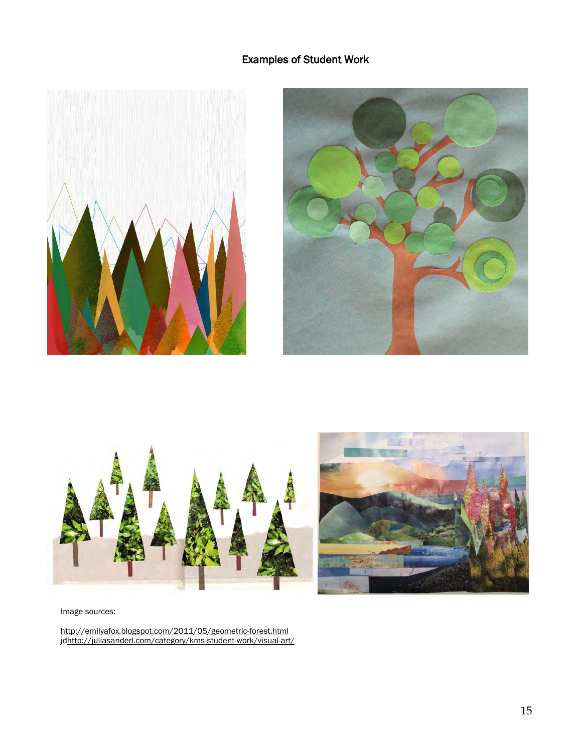# Examples of Student Work

Image sources:

http://emilyafox.blogspot.com/2011/05/geometric-forest.html
jdhttp://juliasanderl.com/category/kms-student-work/visual-art/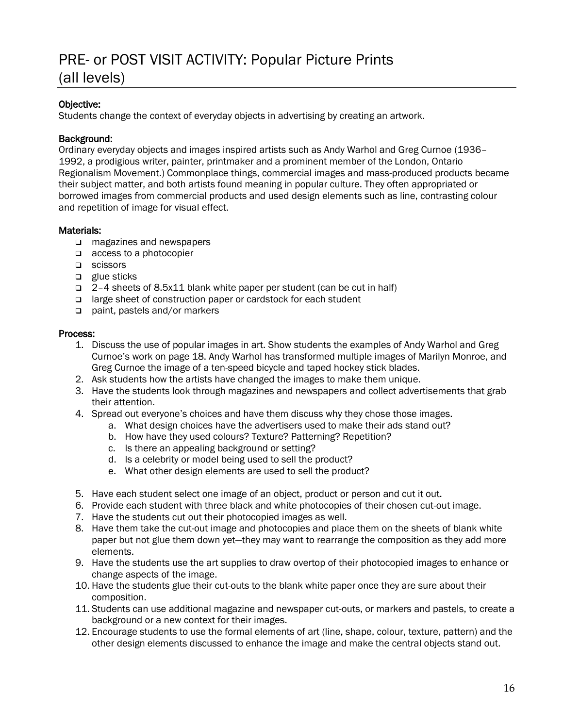# PRE- or POST VISIT ACTIVITY: Popular Picture Prints (all levels)

**Objective:**
Students change the context of everyday objects in advertising by creating an artwork.

**Background:**
Ordinary everyday objects and images inspired artists such as Andy Warhol and Greg Curnoe (1936–1992, a prodigious writer, painter, printmaker and a prominent member of the London, Ontario Regionalism Movement.) Commonplace things, commercial images and mass-produced products became their subject matter, and both artists found meaning in popular culture. They often appropriated or borrowed images from commercial products and used design elements such as line, contrasting colour and repetition of image for visual effect.

**Materials:**

- magazines and newspapers
- access to a photocopier
- scissors
- glue sticks
- 2–4 sheets of 8.5x11 blank white paper per student (can be cut in half)
- large sheet of construction paper or cardstock for each student
- paint, pastels and/or markers

**Process:**

1. Discuss the use of popular images in art. Show students the examples of Andy Warhol and Greg Curnoe's work on page 18. Andy Warhol has transformed multiple images of Marilyn Monroe, and Greg Curnoe the image of a ten-speed bicycle and taped hockey stick blades.
2. Ask students how the artists have changed the images to make them unique.
3. Have the students look through magazines and newspapers and collect advertisements that grab their attention.
4. Spread out everyone's choices and have them discuss why they chose those images.
    a. What design choices have the advertisers used to make their ads stand out?
    b. How have they used colours? Texture? Patterning? Repetition?
    c. Is there an appealing background or setting?
    d. Is a celebrity or model being used to sell the product?
    e. What other design elements are used to sell the product?
5. Have each student select one image of an object, product or person and cut it out.
6. Provide each student with three black and white photocopies of their chosen cut-out image.
7. Have the students cut out their photocopied images as well.
8. Have them take the cut-out image and photocopies and place them on the sheets of blank white paper but not glue them down yet—they may want to rearrange the composition as they add more elements.
9. Have the students use the art supplies to draw overtop of their photocopied images to enhance or change aspects of the image.
10. Have the students glue their cut-outs to the blank white paper once they are sure about their composition.
11. Students can use additional magazine and newspaper cut-outs, or markers and pastels, to create a background or a new context for their images.
12. Encourage students to use the formal elements of art (line, shape, colour, texture, pattern) and the other design elements discussed to enhance the image and make the central objects stand out.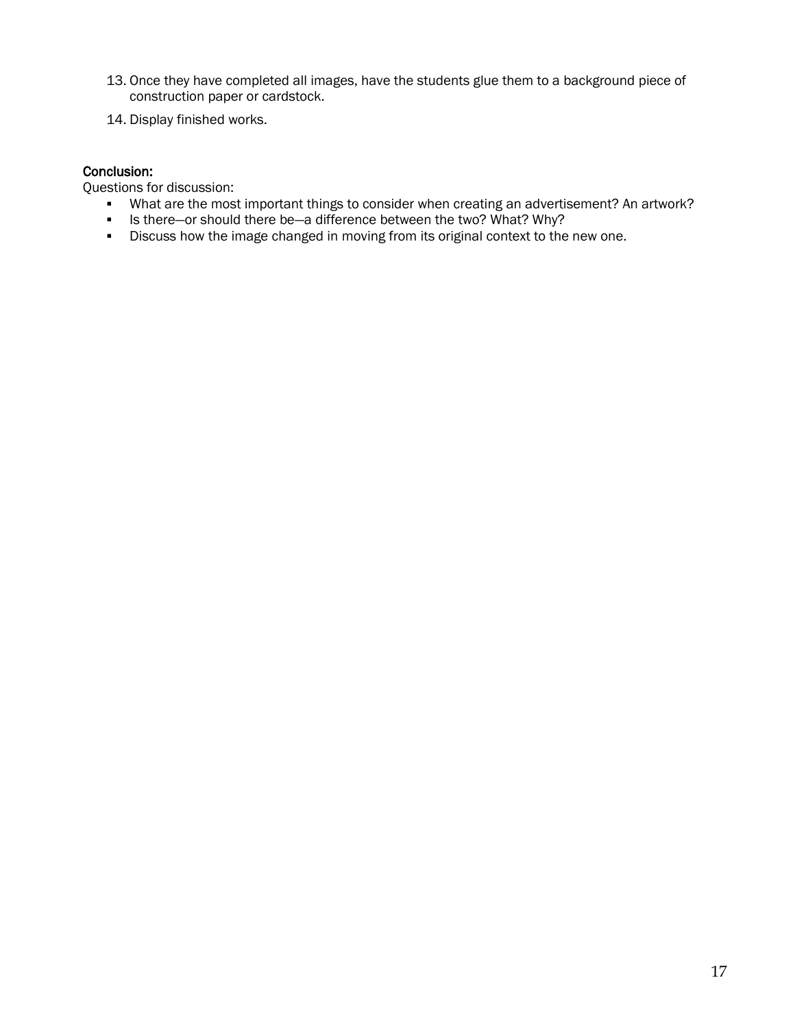13. Once they have completed all images, have the students glue them to a background piece of construction paper or cardstock.
14. Display finished works.

**Conclusion:**

Questions for discussion:

- What are the most important things to consider when creating an advertisement? An artwork?
- Is there—or should there be—a difference between the two? What? Why?
- Discuss how the image changed in moving from its original context to the new one.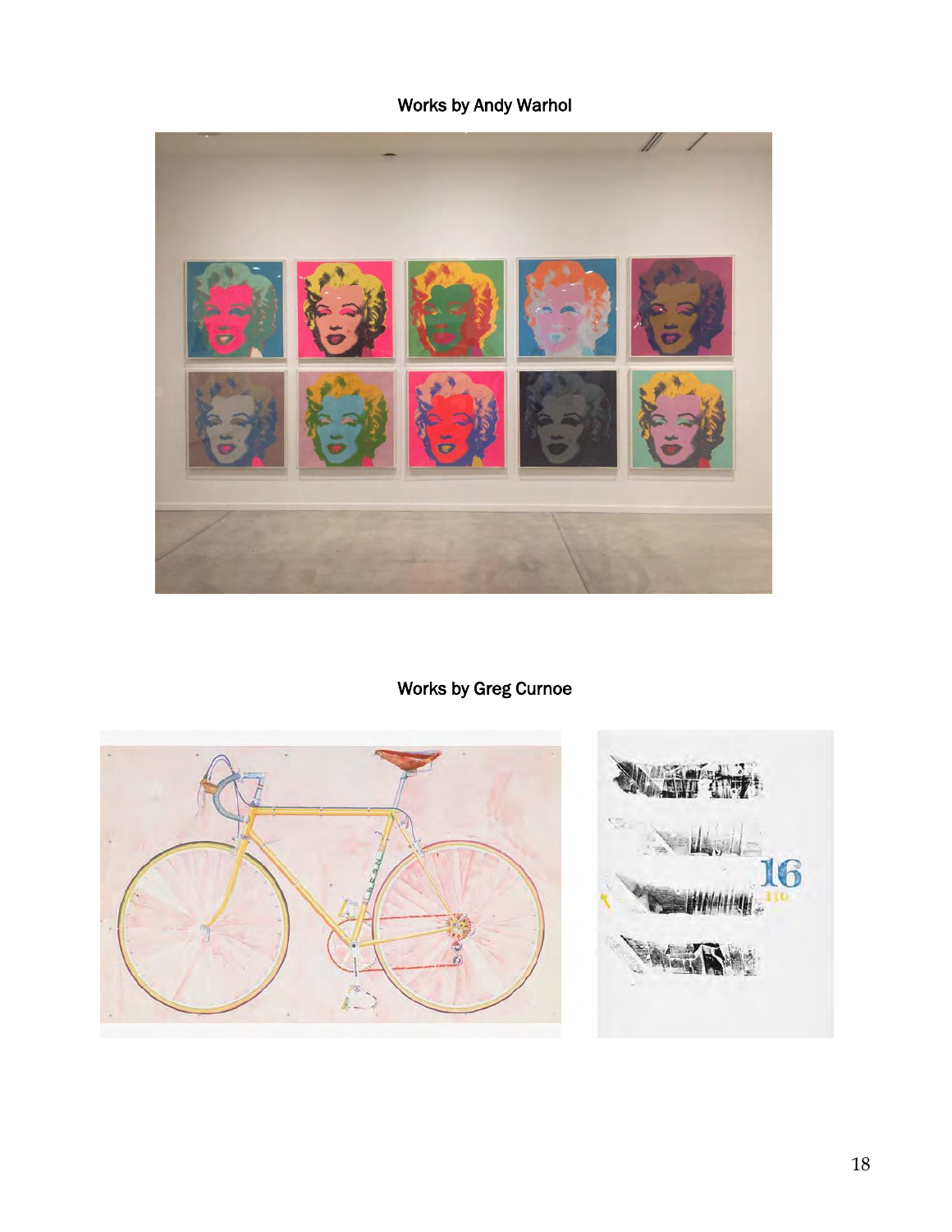Works by Andy Warhol

Works by Greg Curnoe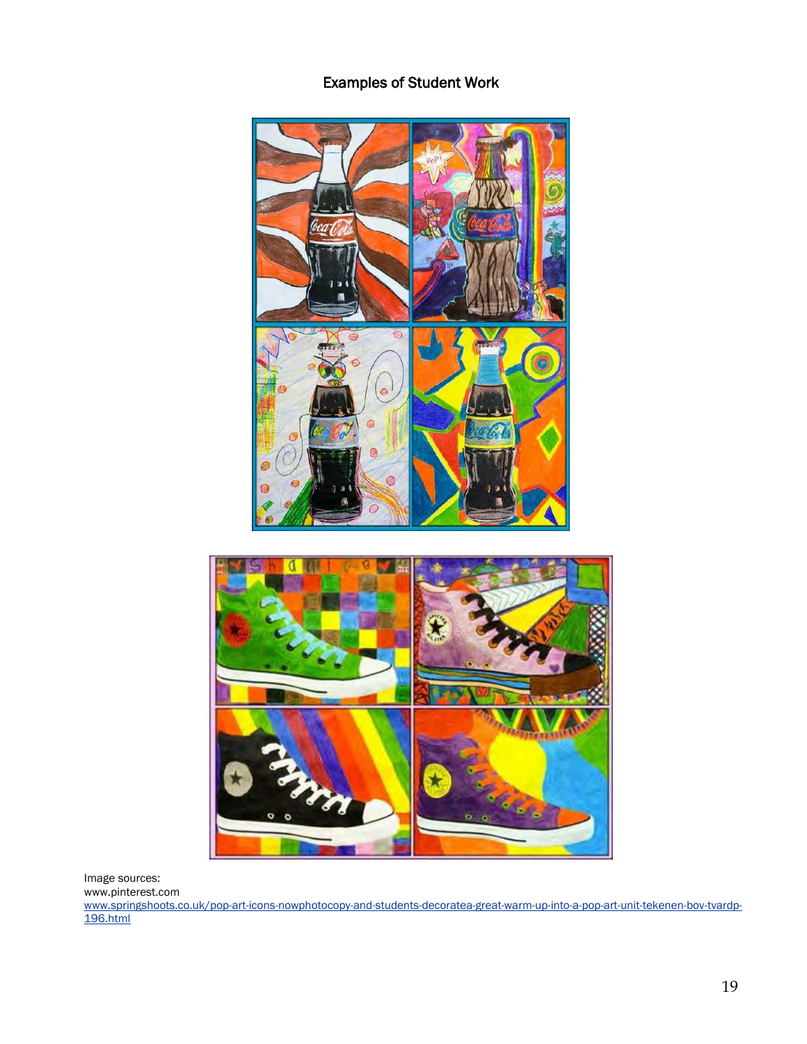## Examples of Student Work

Image sources:
www.pinterest.com
www.springshoots.co.uk/pop-art-icons-nowphotocopy-and-students-decoratea-great-warm-up-into-a-pop-art-unit-tekenen-bov-tvardp-196.html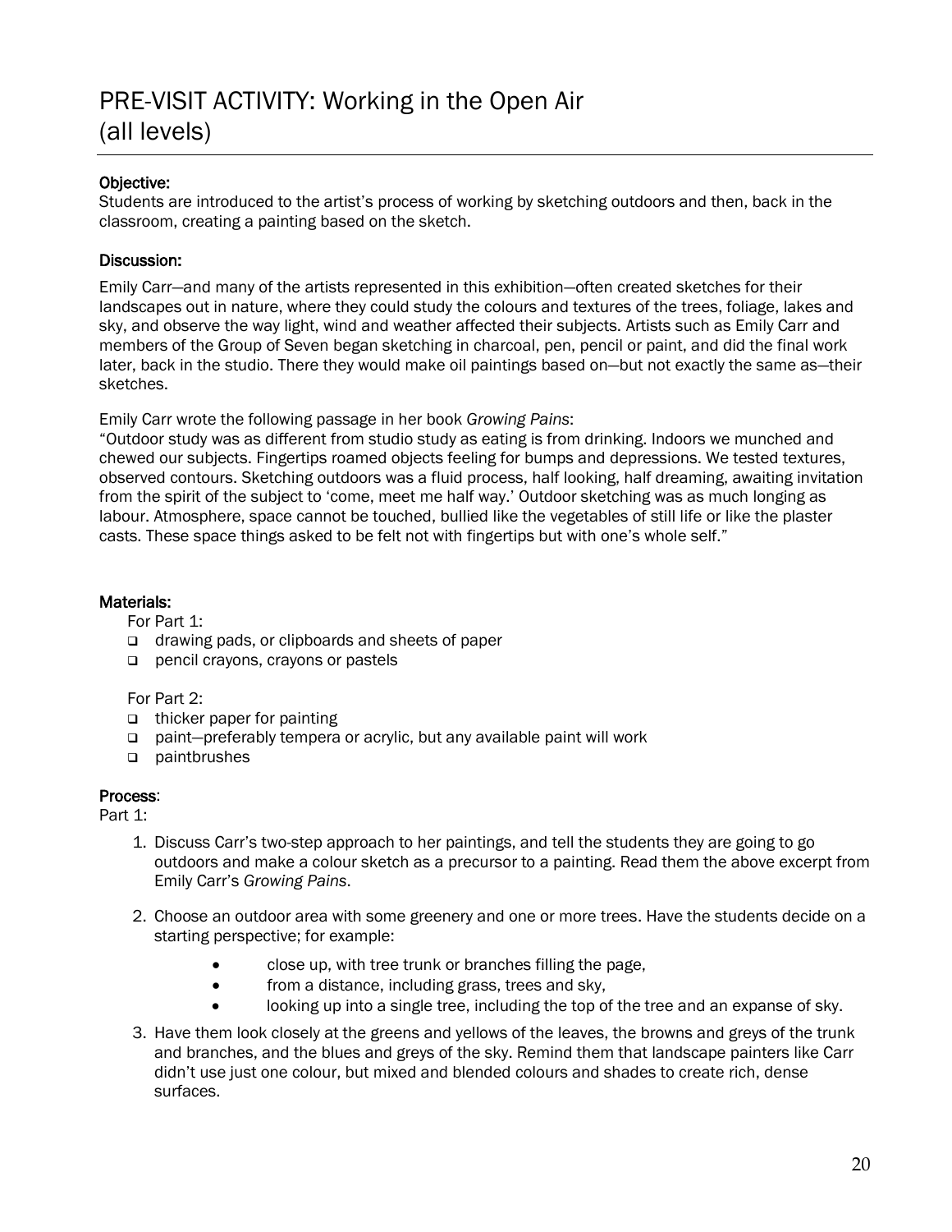# PRE-VISIT ACTIVITY: Working in the Open Air (all levels)

**Objective:**
Students are introduced to the artist's process of working by sketching outdoors and then, back in the classroom, creating a painting based on the sketch.

**Discussion:**

Emily Carr—and many of the artists represented in this exhibition—often created sketches for their landscapes out in nature, where they could study the colours and textures of the trees, foliage, lakes and sky, and observe the way light, wind and weather affected their subjects. Artists such as Emily Carr and members of the Group of Seven began sketching in charcoal, pen, pencil or paint, and did the final work later, back in the studio. There they would make oil paintings based on—but not exactly the same as—their sketches.

Emily Carr wrote the following passage in her book *Growing Pains*:
"Outdoor study was as different from studio study as eating is from drinking. Indoors we munched and chewed our subjects. Fingertips roamed objects feeling for bumps and depressions. We tested textures, observed contours. Sketching outdoors was a fluid process, half looking, half dreaming, awaiting invitation from the spirit of the subject to 'come, meet me half way.' Outdoor sketching was as much longing as labour. Atmosphere, space cannot be touched, bullied like the vegetables of still life or like the plaster casts. These space things asked to be felt not with fingertips but with one's whole self."

**Materials:**

For Part 1:

- drawing pads, or clipboards and sheets of paper
- pencil crayons, crayons or pastels

For Part 2:

- thicker paper for painting
- paint—preferably tempera or acrylic, but any available paint will work
- paintbrushes

**Process**:

Part 1:

1. Discuss Carr's two-step approach to her paintings, and tell the students they are going to go outdoors and make a colour sketch as a precursor to a painting. Read them the above excerpt from Emily Carr's *Growing Pains*.
2. Choose an outdoor area with some greenery and one or more trees. Have the students decide on a starting perspective; for example:
   - close up, with tree trunk or branches filling the page,
   - from a distance, including grass, trees and sky,
   - looking up into a single tree, including the top of the tree and an expanse of sky.
3. Have them look closely at the greens and yellows of the leaves, the browns and greys of the trunk and branches, and the blues and greys of the sky. Remind them that landscape painters like Carr didn't use just one colour, but mixed and blended colours and shades to create rich, dense surfaces.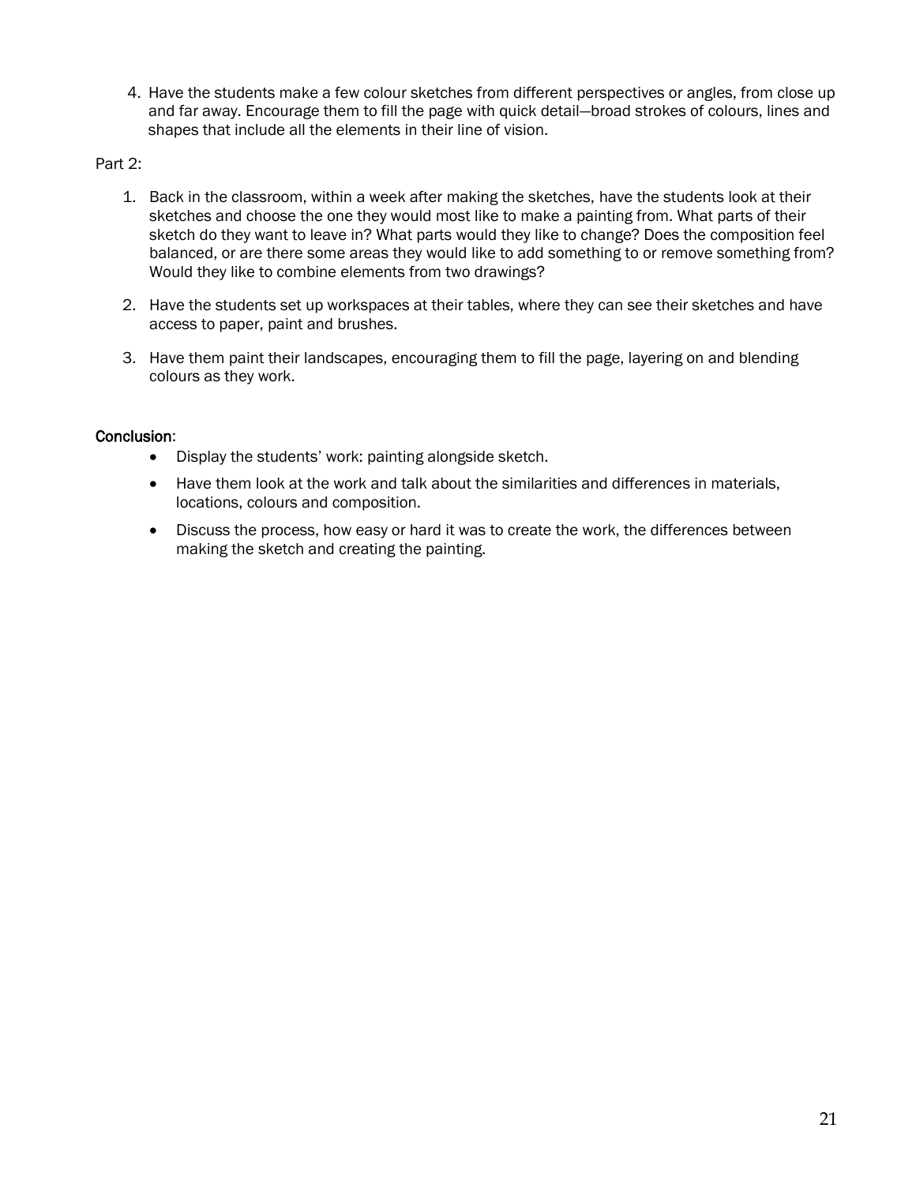4. Have the students make a few colour sketches from different perspectives or angles, from close up and far away. Encourage them to fill the page with quick detail—broad strokes of colours, lines and shapes that include all the elements in their line of vision.

Part 2:

1. Back in the classroom, within a week after making the sketches, have the students look at their sketches and choose the one they would most like to make a painting from. What parts of their sketch do they want to leave in? What parts would they like to change? Does the composition feel balanced, or are there some areas they would like to add something to or remove something from? Would they like to combine elements from two drawings?

2. Have the students set up workspaces at their tables, where they can see their sketches and have access to paper, paint and brushes.

3. Have them paint their landscapes, encouraging them to fill the page, layering on and blending colours as they work.

**Conclusion**:

- Display the students' work: painting alongside sketch.
- Have them look at the work and talk about the similarities and differences in materials, locations, colours and composition.
- Discuss the process, how easy or hard it was to create the work, the differences between making the sketch and creating the painting.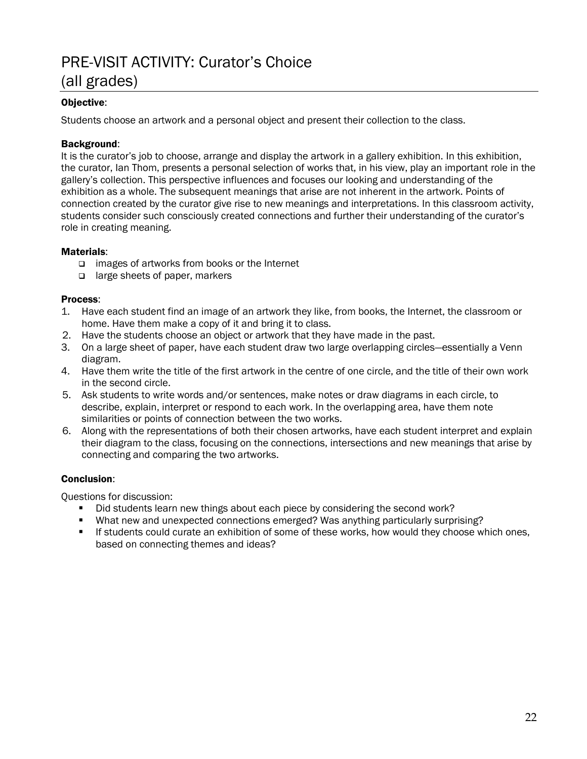# PRE-VISIT ACTIVITY: Curator's Choice (all grades)

**Objective**:

Students choose an artwork and a personal object and present their collection to the class.

**Background**:

It is the curator's job to choose, arrange and display the artwork in a gallery exhibition. In this exhibition, the curator, Ian Thom, presents a personal selection of works that, in his view, play an important role in the gallery's collection. This perspective influences and focuses our looking and understanding of the exhibition as a whole. The subsequent meanings that arise are not inherent in the artwork. Points of connection created by the curator give rise to new meanings and interpretations. In this classroom activity, students consider such consciously created connections and further their understanding of the curator's role in creating meaning.

**Materials**:

- images of artworks from books or the Internet
- large sheets of paper, markers

**Process**:

1. Have each student find an image of an artwork they like, from books, the Internet, the classroom or home. Have them make a copy of it and bring it to class.
2. Have the students choose an object or artwork that they have made in the past.
3. On a large sheet of paper, have each student draw two large overlapping circles—essentially a Venn diagram.
4. Have them write the title of the first artwork in the centre of one circle, and the title of their own work in the second circle.
5. Ask students to write words and/or sentences, make notes or draw diagrams in each circle, to describe, explain, interpret or respond to each work. In the overlapping area, have them note similarities or points of connection between the two works.
6. Along with the representations of both their chosen artworks, have each student interpret and explain their diagram to the class, focusing on the connections, intersections and new meanings that arise by connecting and comparing the two artworks.

**Conclusion**:

Questions for discussion:

- Did students learn new things about each piece by considering the second work?
- What new and unexpected connections emerged? Was anything particularly surprising?
- If students could curate an exhibition of some of these works, how would they choose which ones, based on connecting themes and ideas?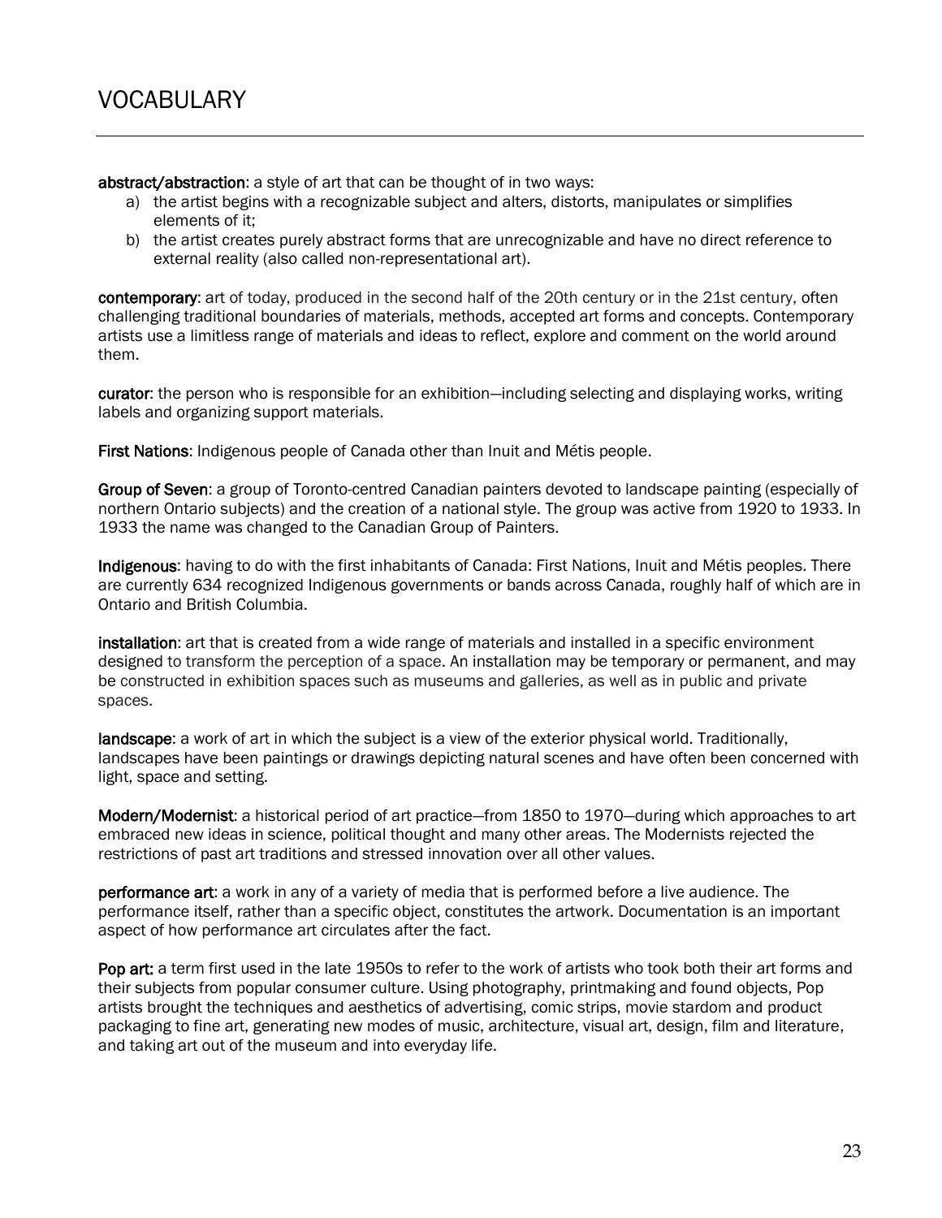# VOCABULARY

**abstract/abstraction**: a style of art that can be thought of in two ways:

a) the artist begins with a recognizable subject and alters, distorts, manipulates or simplifies elements of it;
b) the artist creates purely abstract forms that are unrecognizable and have no direct reference to external reality (also called non-representational art).

**contemporary**: art of today, produced in the second half of the 20th century or in the 21st century, often challenging traditional boundaries of materials, methods, accepted art forms and concepts. Contemporary artists use a limitless range of materials and ideas to reflect, explore and comment on the world around them.

**curator**: the person who is responsible for an exhibition—including selecting and displaying works, writing labels and organizing support materials.

**First Nations**: Indigenous people of Canada other than Inuit and Métis people.

**Group of Seven**: a group of Toronto-centred Canadian painters devoted to landscape painting (especially of northern Ontario subjects) and the creation of a national style. The group was active from 1920 to 1933. In 1933 the name was changed to the Canadian Group of Painters.

**Indigenous**: having to do with the first inhabitants of Canada: First Nations, Inuit and Métis peoples. There are currently 634 recognized Indigenous governments or bands across Canada, roughly half of which are in Ontario and British Columbia.

**installation**: art that is created from a wide range of materials and installed in a specific environment designed to transform the perception of a space. An installation may be temporary or permanent, and may be constructed in exhibition spaces such as museums and galleries, as well as in public and private spaces.

**landscape**: a work of art in which the subject is a view of the exterior physical world. Traditionally, landscapes have been paintings or drawings depicting natural scenes and have often been concerned with light, space and setting.

**Modern/Modernist**: a historical period of art practice—from 1850 to 1970—during which approaches to art embraced new ideas in science, political thought and many other areas. The Modernists rejected the restrictions of past art traditions and stressed innovation over all other values.

**performance art**: a work in any of a variety of media that is performed before a live audience. The performance itself, rather than a specific object, constitutes the artwork. Documentation is an important aspect of how performance art circulates after the fact.

**Pop art:** a term first used in the late 1950s to refer to the work of artists who took both their art forms and their subjects from popular consumer culture. Using photography, printmaking and found objects, Pop artists brought the techniques and aesthetics of advertising, comic strips, movie stardom and product packaging to fine art, generating new modes of music, architecture, visual art, design, film and literature, and taking art out of the museum and into everyday life.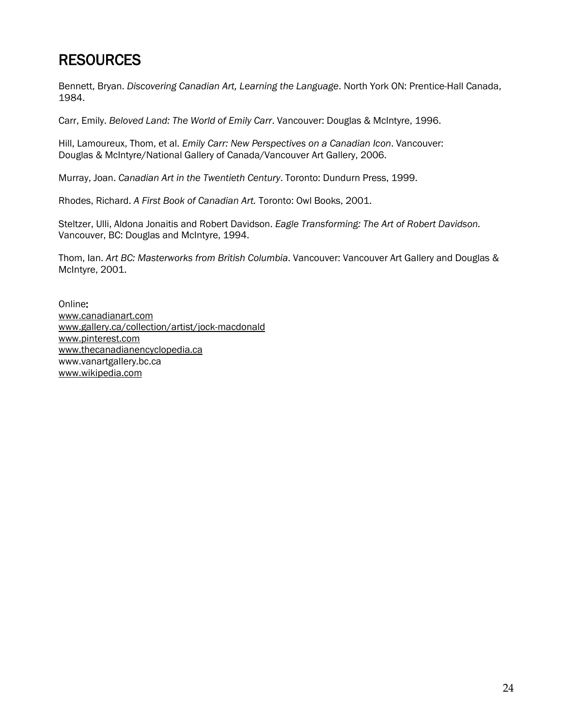# RESOURCES

Bennett, Bryan. *Discovering Canadian Art, Learning the Language*. North York ON: Prentice-Hall Canada, 1984.

Carr, Emily. *Beloved Land: The World of Emily Carr*. Vancouver: Douglas & McIntyre, 1996.

Hill, Lamoureux, Thom, et al. *Emily Carr: New Perspectives on a Canadian Icon*. Vancouver: Douglas & McIntyre/National Gallery of Canada/Vancouver Art Gallery, 2006.

Murray, Joan. *Canadian Art in the Twentieth Century*. Toronto: Dundurn Press, 1999.

Rhodes, Richard. *A First Book of Canadian Art.* Toronto: Owl Books, 2001.

Steltzer, Ulli, Aldona Jonaitis and Robert Davidson. *Eagle Transforming: The Art of Robert Davidson.* Vancouver, BC: Douglas and McIntyre, 1994.

Thom, Ian. *Art BC: Masterworks from British Columbia*. Vancouver: Vancouver Art Gallery and Douglas & McIntyre, 2001.

Online:
www.canadianart.com
www.gallery.ca/collection/artist/jock-macdonald
www.pinterest.com
www.thecanadianencyclopedia.ca
www.vanartgallery.bc.ca
www.wikipedia.com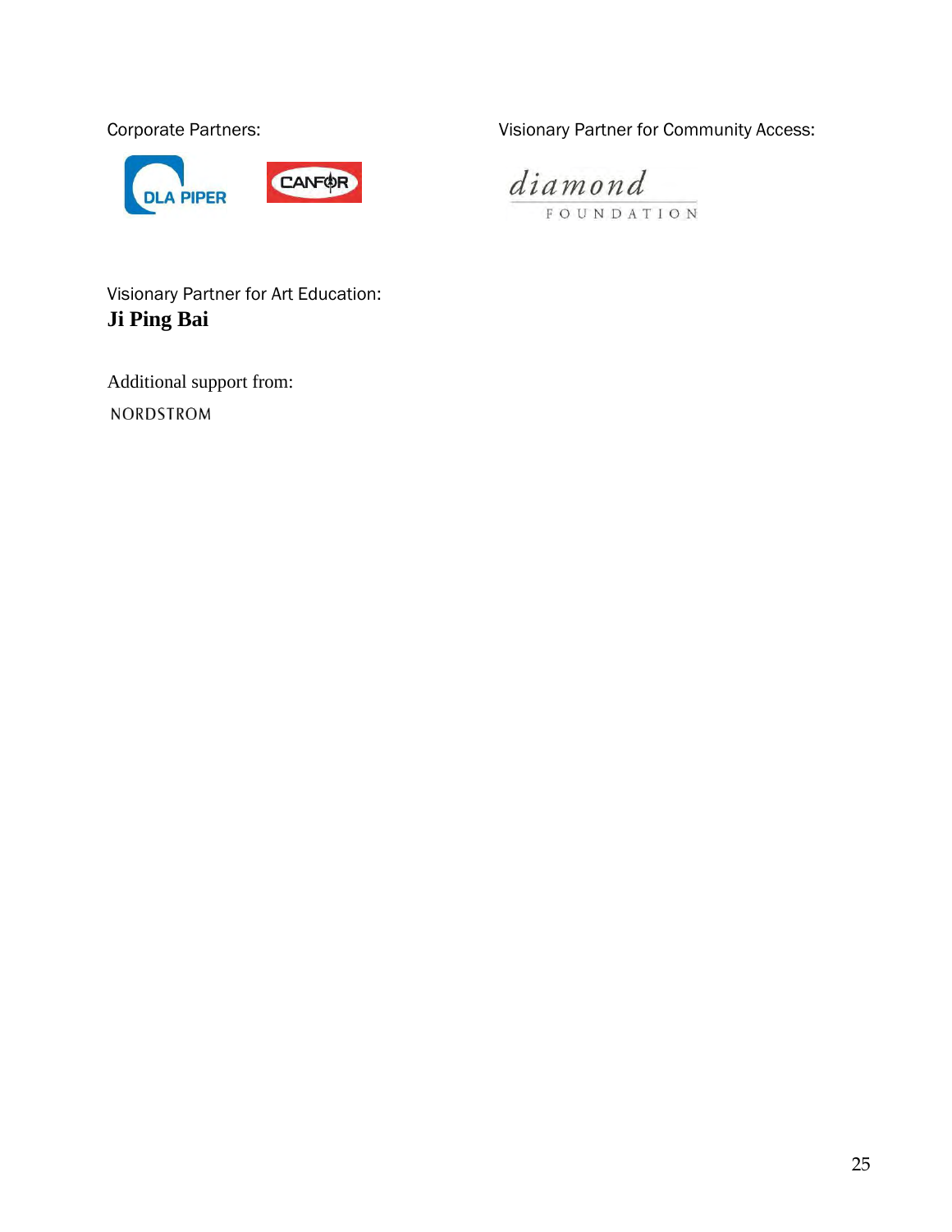Corporate Partners:

DLA PIPER

CANFOR

Visionary Partner for Community Access:

diamond FOUNDATION

Visionary Partner for Art Education:

**Ji Ping Bai**

Additional support from:

NORDSTROM